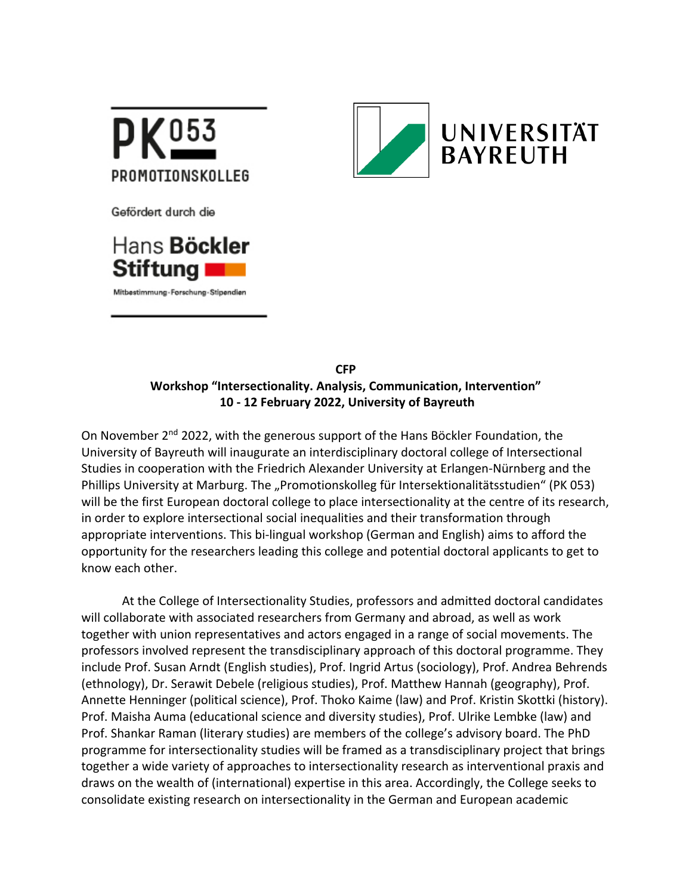PK 053
PROMOTIONSKOLLEG

Gefördert durch die

Hans Böckler Stiftung

Mitbestimmung · Forschung · Stipendien

UNIVERSITÄT BAYREUTH

**CFP**

**Workshop "Intersectionality. Analysis, Communication, Intervention"**

**10 - 12 February 2022, University of Bayreuth**

On November 2nd 2022, with the generous support of the Hans Böckler Foundation, the University of Bayreuth will inaugurate an interdisciplinary doctoral college of Intersectional Studies in cooperation with the Friedrich Alexander University at Erlangen-Nürnberg and the Phillips University at Marburg. The „Promotionskolleg für Intersektionalitätsstudien" (PK 053) will be the first European doctoral college to place intersectionality at the centre of its research, in order to explore intersectional social inequalities and their transformation through appropriate interventions. This bi-lingual workshop (German and English) aims to afford the opportunity for the researchers leading this college and potential doctoral applicants to get to know each other.

At the College of Intersectionality Studies, professors and admitted doctoral candidates will collaborate with associated researchers from Germany and abroad, as well as work together with union representatives and actors engaged in a range of social movements. The professors involved represent the transdisciplinary approach of this doctoral programme. They include Prof. Susan Arndt (English studies), Prof. Ingrid Artus (sociology), Prof. Andrea Behrends (ethnology), Dr. Serawit Debele (religious studies), Prof. Matthew Hannah (geography), Prof. Annette Henninger (political science), Prof. Thoko Kaime (law) and Prof. Kristin Skottki (history). Prof. Maisha Auma (educational science and diversity studies), Prof. Ulrike Lembke (law) and Prof. Shankar Raman (literary studies) are members of the college's advisory board. The PhD programme for intersectionality studies will be framed as a transdisciplinary project that brings together a wide variety of approaches to intersectionality research as interventional praxis and draws on the wealth of (international) expertise in this area. Accordingly, the College seeks to consolidate existing research on intersectionality in the German and European academic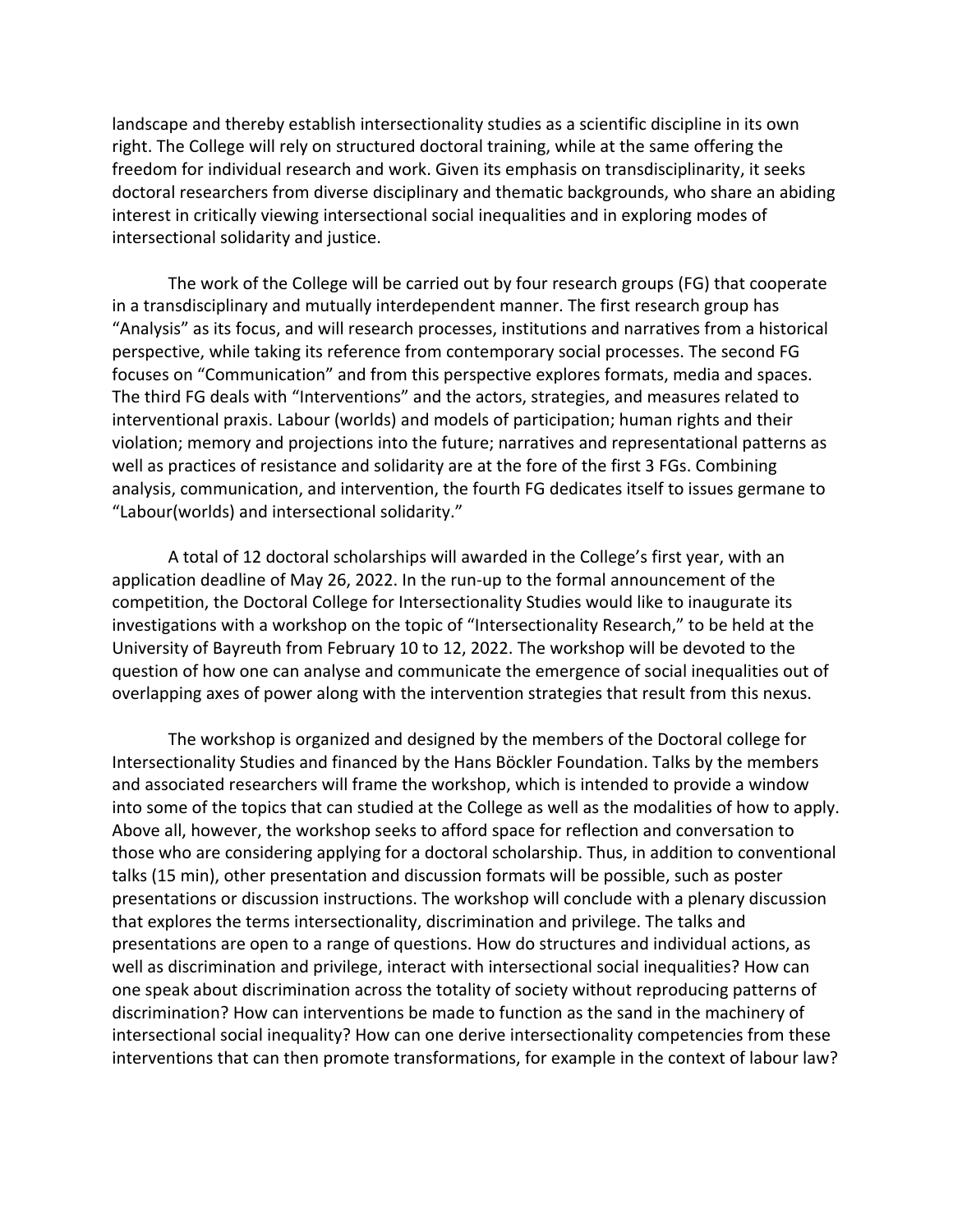landscape and thereby establish intersectionality studies as a scientific discipline in its own right. The College will rely on structured doctoral training, while at the same offering the freedom for individual research and work. Given its emphasis on transdisciplinarity, it seeks doctoral researchers from diverse disciplinary and thematic backgrounds, who share an abiding interest in critically viewing intersectional social inequalities and in exploring modes of intersectional solidarity and justice.

The work of the College will be carried out by four research groups (FG) that cooperate in a transdisciplinary and mutually interdependent manner. The first research group has "Analysis" as its focus, and will research processes, institutions and narratives from a historical perspective, while taking its reference from contemporary social processes. The second FG focuses on "Communication" and from this perspective explores formats, media and spaces. The third FG deals with "Interventions" and the actors, strategies, and measures related to interventional praxis. Labour (worlds) and models of participation; human rights and their violation; memory and projections into the future; narratives and representational patterns as well as practices of resistance and solidarity are at the fore of the first 3 FGs. Combining analysis, communication, and intervention, the fourth FG dedicates itself to issues germane to "Labour(worlds) and intersectional solidarity."

A total of 12 doctoral scholarships will awarded in the College's first year, with an application deadline of May 26, 2022. In the run-up to the formal announcement of the competition, the Doctoral College for Intersectionality Studies would like to inaugurate its investigations with a workshop on the topic of "Intersectionality Research," to be held at the University of Bayreuth from February 10 to 12, 2022. The workshop will be devoted to the question of how one can analyse and communicate the emergence of social inequalities out of overlapping axes of power along with the intervention strategies that result from this nexus.

The workshop is organized and designed by the members of the Doctoral college for Intersectionality Studies and financed by the Hans Böckler Foundation. Talks by the members and associated researchers will frame the workshop, which is intended to provide a window into some of the topics that can studied at the College as well as the modalities of how to apply. Above all, however, the workshop seeks to afford space for reflection and conversation to those who are considering applying for a doctoral scholarship. Thus, in addition to conventional talks (15 min), other presentation and discussion formats will be possible, such as poster presentations or discussion instructions. The workshop will conclude with a plenary discussion that explores the terms intersectionality, discrimination and privilege. The talks and presentations are open to a range of questions. How do structures and individual actions, as well as discrimination and privilege, interact with intersectional social inequalities? How can one speak about discrimination across the totality of society without reproducing patterns of discrimination? How can interventions be made to function as the sand in the machinery of intersectional social inequality? How can one derive intersectionality competencies from these interventions that can then promote transformations, for example in the context of labour law?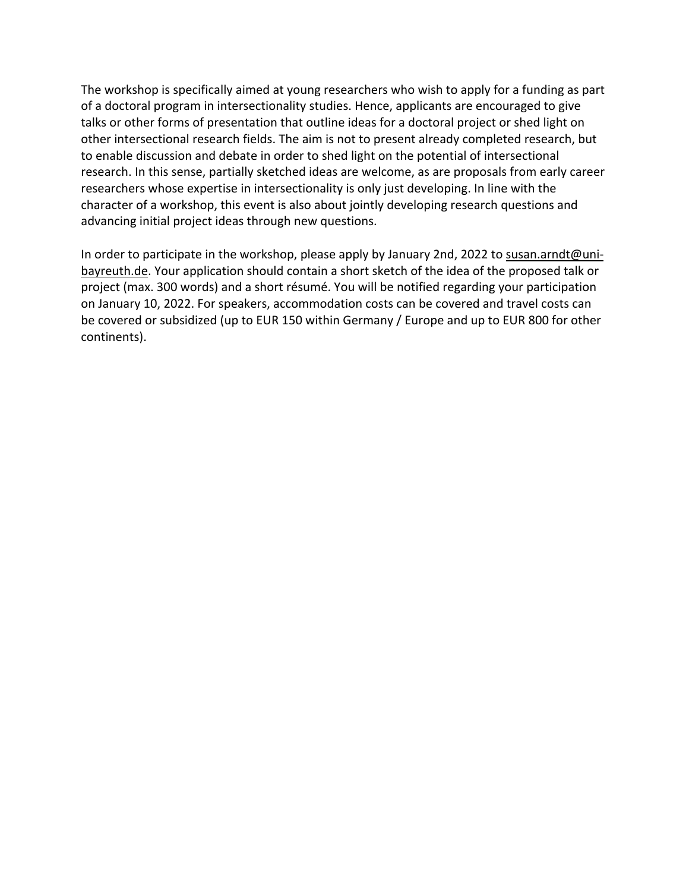The workshop is specifically aimed at young researchers who wish to apply for a funding as part of a doctoral program in intersectionality studies. Hence, applicants are encouraged to give talks or other forms of presentation that outline ideas for a doctoral project or shed light on other intersectional research fields. The aim is not to present already completed research, but to enable discussion and debate in order to shed light on the potential of intersectional research. In this sense, partially sketched ideas are welcome, as are proposals from early career researchers whose expertise in intersectionality is only just developing. In line with the character of a workshop, this event is also about jointly developing research questions and advancing initial project ideas through new questions.

In order to participate in the workshop, please apply by January 2nd, 2022 to susan.arndt@uni-bayreuth.de. Your application should contain a short sketch of the idea of the proposed talk or project (max. 300 words) and a short résumé. You will be notified regarding your participation on January 10, 2022. For speakers, accommodation costs can be covered and travel costs can be covered or subsidized (up to EUR 150 within Germany / Europe and up to EUR 800 for other continents).